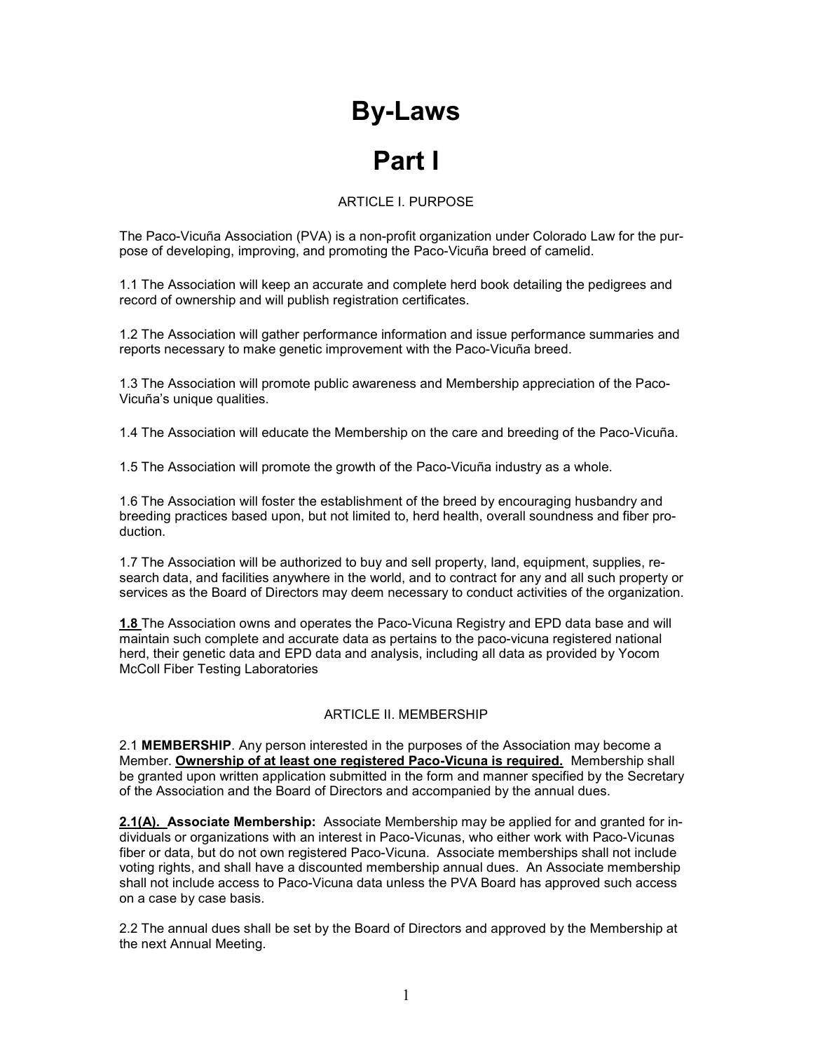# By-Laws

# Part I

ARTICLE I. PURPOSE

The Paco-Vicuña Association (PVA) is a non-profit organization under Colorado Law for the purpose of developing, improving, and promoting the Paco-Vicuña breed of camelid.

1.1 The Association will keep an accurate and complete herd book detailing the pedigrees and record of ownership and will publish registration certificates.

1.2 The Association will gather performance information and issue performance summaries and reports necessary to make genetic improvement with the Paco-Vicuña breed.

1.3 The Association will promote public awareness and Membership appreciation of the Paco-Vicuña's unique qualities.

1.4 The Association will educate the Membership on the care and breeding of the Paco-Vicuña.

1.5 The Association will promote the growth of the Paco-Vicuña industry as a whole.

1.6 The Association will foster the establishment of the breed by encouraging husbandry and breeding practices based upon, but not limited to, herd health, overall soundness and fiber production.

1.7 The Association will be authorized to buy and sell property, land, equipment, supplies, research data, and facilities anywhere in the world, and to contract for any and all such property or services as the Board of Directors may deem necessary to conduct activities of the organization.

**1.8** The Association owns and operates the Paco-Vicuna Registry and EPD data base and will maintain such complete and accurate data as pertains to the paco-vicuna registered national herd, their genetic data and EPD data and analysis, including all data as provided by Yocom McColl Fiber Testing Laboratories

ARTICLE II. MEMBERSHIP

2.1 **MEMBERSHIP**. Any person interested in the purposes of the Association may become a Member. **Ownership of at least one registered Paco-Vicuna is required.** Membership shall be granted upon written application submitted in the form and manner specified by the Secretary of the Association and the Board of Directors and accompanied by the annual dues.

**2.1(A). Associate Membership:** Associate Membership may be applied for and granted for individuals or organizations with an interest in Paco-Vicunas, who either work with Paco-Vicunas fiber or data, but do not own registered Paco-Vicuna. Associate memberships shall not include voting rights, and shall have a discounted membership annual dues. An Associate membership shall not include access to Paco-Vicuna data unless the PVA Board has approved such access on a case by case basis.

2.2 The annual dues shall be set by the Board of Directors and approved by the Membership at the next Annual Meeting.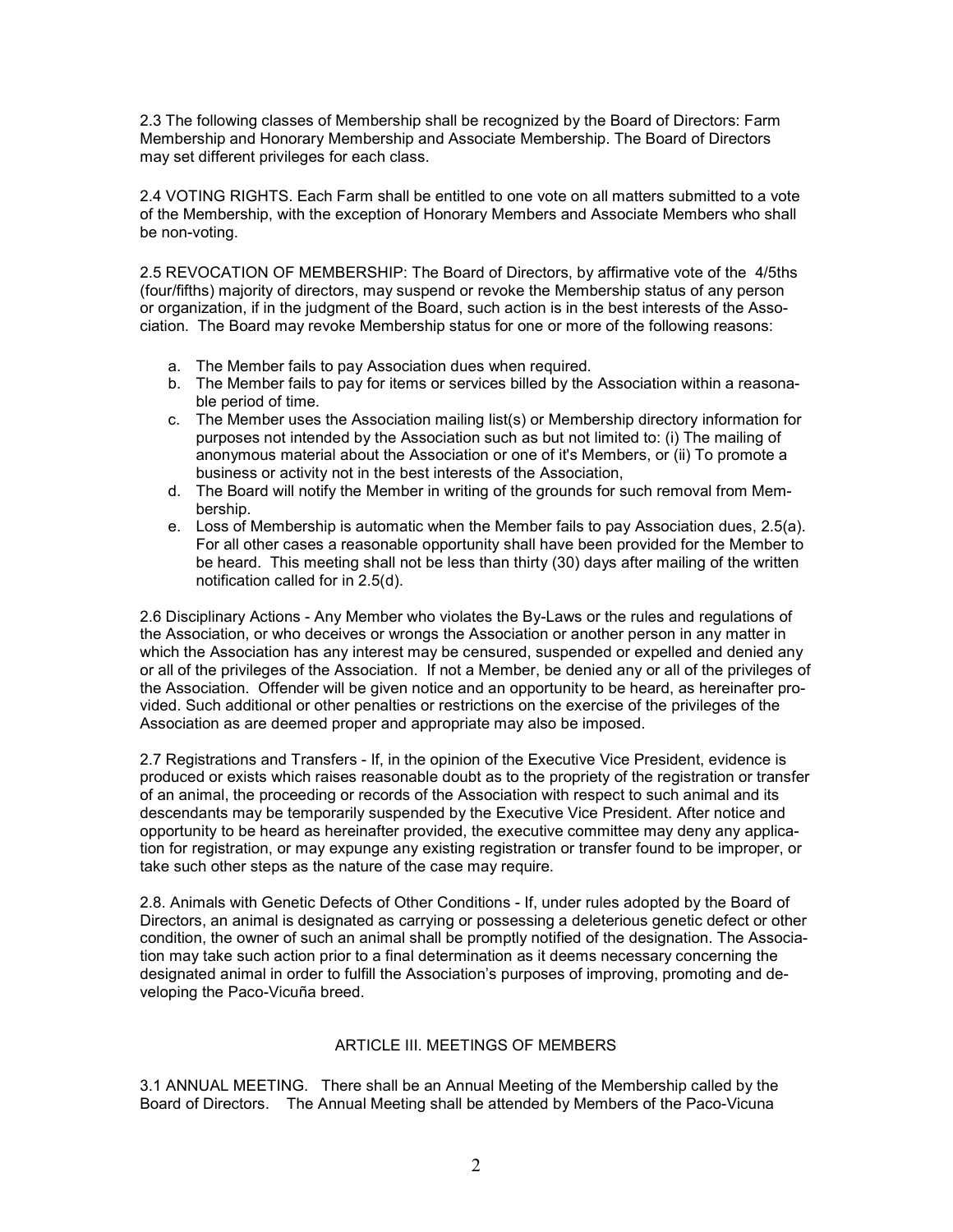2.3 The following classes of Membership shall be recognized by the Board of Directors: Farm Membership and Honorary Membership and Associate Membership. The Board of Directors may set different privileges for each class.

2.4 VOTING RIGHTS. Each Farm shall be entitled to one vote on all matters submitted to a vote of the Membership, with the exception of Honorary Members and Associate Members who shall be non-voting.

2.5 REVOCATION OF MEMBERSHIP: The Board of Directors, by affirmative vote of the 4/5ths (four/fifths) majority of directors, may suspend or revoke the Membership status of any person or organization, if in the judgment of the Board, such action is in the best interests of the Association. The Board may revoke Membership status for one or more of the following reasons:

a. The Member fails to pay Association dues when required.
b. The Member fails to pay for items or services billed by the Association within a reasonable period of time.
c. The Member uses the Association mailing list(s) or Membership directory information for purposes not intended by the Association such as but not limited to: (i) The mailing of anonymous material about the Association or one of it's Members, or (ii) To promote a business or activity not in the best interests of the Association,
d. The Board will notify the Member in writing of the grounds for such removal from Membership.
e. Loss of Membership is automatic when the Member fails to pay Association dues, 2.5(a). For all other cases a reasonable opportunity shall have been provided for the Member to be heard. This meeting shall not be less than thirty (30) days after mailing of the written notification called for in 2.5(d).

2.6 Disciplinary Actions - Any Member who violates the By-Laws or the rules and regulations of the Association, or who deceives or wrongs the Association or another person in any matter in which the Association has any interest may be censured, suspended or expelled and denied any or all of the privileges of the Association. If not a Member, be denied any or all of the privileges of the Association. Offender will be given notice and an opportunity to be heard, as hereinafter provided. Such additional or other penalties or restrictions on the exercise of the privileges of the Association as are deemed proper and appropriate may also be imposed.

2.7 Registrations and Transfers - If, in the opinion of the Executive Vice President, evidence is produced or exists which raises reasonable doubt as to the propriety of the registration or transfer of an animal, the proceeding or records of the Association with respect to such animal and its descendants may be temporarily suspended by the Executive Vice President. After notice and opportunity to be heard as hereinafter provided, the executive committee may deny any application for registration, or may expunge any existing registration or transfer found to be improper, or take such other steps as the nature of the case may require.

2.8. Animals with Genetic Defects of Other Conditions - If, under rules adopted by the Board of Directors, an animal is designated as carrying or possessing a deleterious genetic defect or other condition, the owner of such an animal shall be promptly notified of the designation. The Association may take such action prior to a final determination as it deems necessary concerning the designated animal in order to fulfill the Association's purposes of improving, promoting and developing the Paco-Vicuña breed.

## ARTICLE III. MEETINGS OF MEMBERS

3.1 ANNUAL MEETING. There shall be an Annual Meeting of the Membership called by the Board of Directors. The Annual Meeting shall be attended by Members of the Paco-Vicuna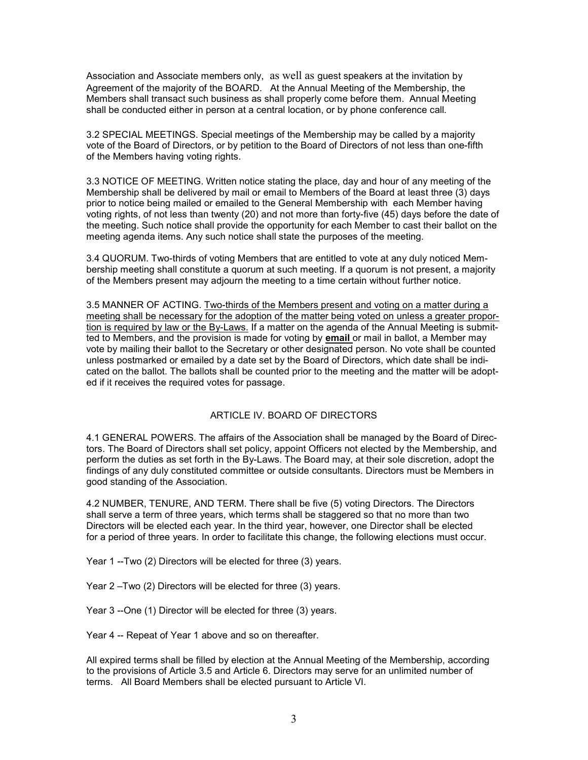Association and Associate members only, as well as guest speakers at the invitation by Agreement of the majority of the BOARD. At the Annual Meeting of the Membership, the Members shall transact such business as shall properly come before them. Annual Meeting shall be conducted either in person at a central location, or by phone conference call.

3.2 SPECIAL MEETINGS. Special meetings of the Membership may be called by a majority vote of the Board of Directors, or by petition to the Board of Directors of not less than one-fifth of the Members having voting rights.

3.3 NOTICE OF MEETING. Written notice stating the place, day and hour of any meeting of the Membership shall be delivered by mail or email to Members of the Board at least three (3) days prior to notice being mailed or emailed to the General Membership with each Member having voting rights, of not less than twenty (20) and not more than forty-five (45) days before the date of the meeting. Such notice shall provide the opportunity for each Member to cast their ballot on the meeting agenda items. Any such notice shall state the purposes of the meeting.

3.4 QUORUM. Two-thirds of voting Members that are entitled to vote at any duly noticed Membership meeting shall constitute a quorum at such meeting. If a quorum is not present, a majority of the Members present may adjourn the meeting to a time certain without further notice.

3.5 MANNER OF ACTING. <u>Two-thirds of the Members present and voting on a matter during a meeting shall be necessary for the adoption of the matter being voted on unless a greater proportion is required by law or the By-Laws.</u> If a matter on the agenda of the Annual Meeting is submitted to Members, and the provision is made for voting by **<u>email</u>** or mail in ballot, a Member may vote by mailing their ballot to the Secretary or other designated person. No vote shall be counted unless postmarked or emailed by a date set by the Board of Directors, which date shall be indicated on the ballot. The ballots shall be counted prior to the meeting and the matter will be adopted if it receives the required votes for passage.

## ARTICLE IV. BOARD OF DIRECTORS

4.1 GENERAL POWERS. The affairs of the Association shall be managed by the Board of Directors. The Board of Directors shall set policy, appoint Officers not elected by the Membership, and perform the duties as set forth in the By-Laws. The Board may, at their sole discretion, adopt the findings of any duly constituted committee or outside consultants. Directors must be Members in good standing of the Association.

4.2 NUMBER, TENURE, AND TERM. There shall be five (5) voting Directors. The Directors shall serve a term of three years, which terms shall be staggered so that no more than two Directors will be elected each year. In the third year, however, one Director shall be elected for a period of three years. In order to facilitate this change, the following elections must occur.

Year 1 --Two (2) Directors will be elected for three (3) years.

Year 2 –Two (2) Directors will be elected for three (3) years.

Year 3 --One (1) Director will be elected for three (3) years.

Year 4 -- Repeat of Year 1 above and so on thereafter.

All expired terms shall be filled by election at the Annual Meeting of the Membership, according to the provisions of Article 3.5 and Article 6. Directors may serve for an unlimited number of terms. All Board Members shall be elected pursuant to Article VI.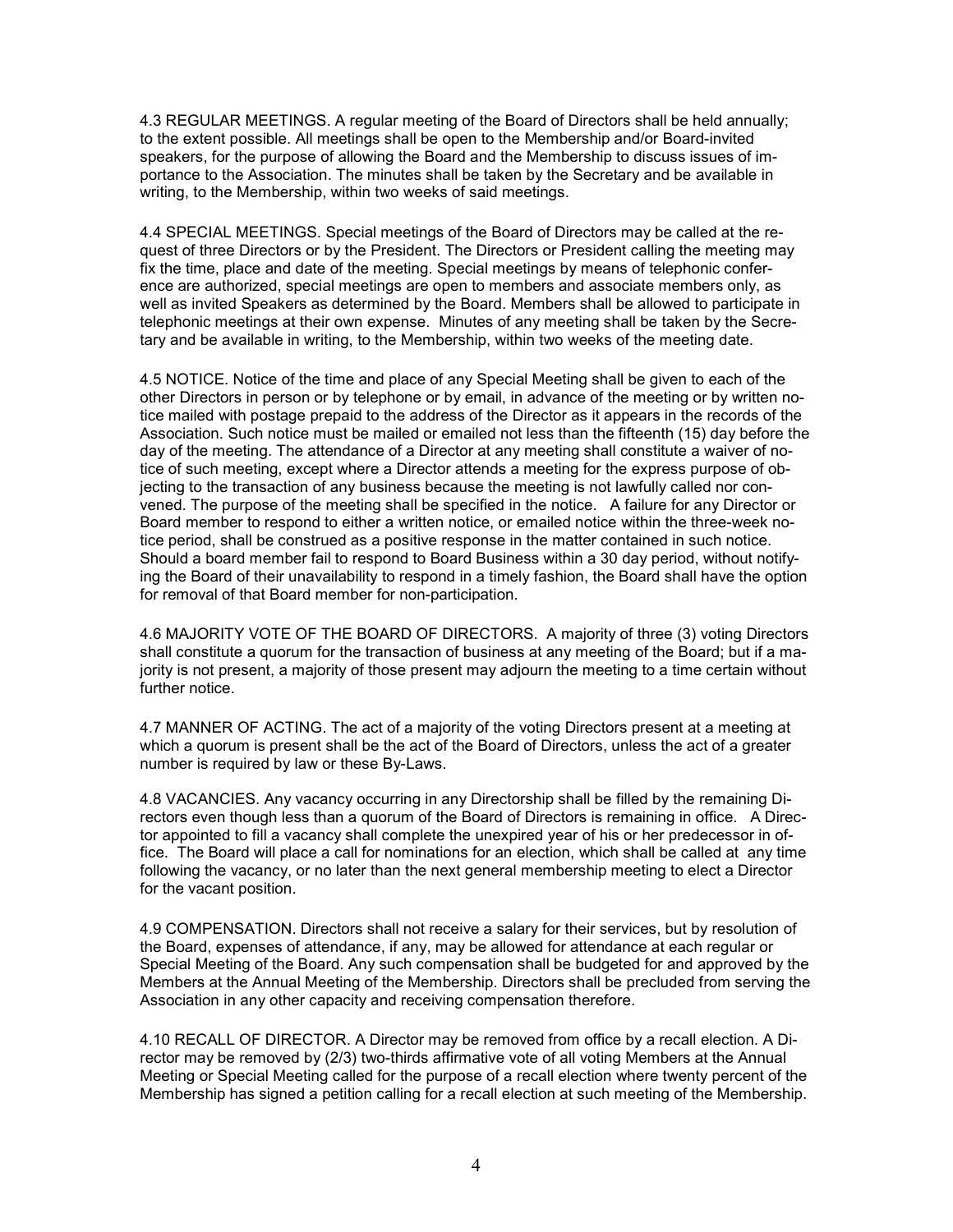4.3 REGULAR MEETINGS. A regular meeting of the Board of Directors shall be held annually; to the extent possible. All meetings shall be open to the Membership and/or Board-invited speakers, for the purpose of allowing the Board and the Membership to discuss issues of importance to the Association. The minutes shall be taken by the Secretary and be available in writing, to the Membership, within two weeks of said meetings.

4.4 SPECIAL MEETINGS. Special meetings of the Board of Directors may be called at the request of three Directors or by the President. The Directors or President calling the meeting may fix the time, place and date of the meeting. Special meetings by means of telephonic conference are authorized, special meetings are open to members and associate members only, as well as invited Speakers as determined by the Board. Members shall be allowed to participate in telephonic meetings at their own expense. Minutes of any meeting shall be taken by the Secretary and be available in writing, to the Membership, within two weeks of the meeting date.

4.5 NOTICE. Notice of the time and place of any Special Meeting shall be given to each of the other Directors in person or by telephone or by email, in advance of the meeting or by written notice mailed with postage prepaid to the address of the Director as it appears in the records of the Association. Such notice must be mailed or emailed not less than the fifteenth (15) day before the day of the meeting. The attendance of a Director at any meeting shall constitute a waiver of notice of such meeting, except where a Director attends a meeting for the express purpose of objecting to the transaction of any business because the meeting is not lawfully called nor convened. The purpose of the meeting shall be specified in the notice. A failure for any Director or Board member to respond to either a written notice, or emailed notice within the three-week notice period, shall be construed as a positive response in the matter contained in such notice. Should a board member fail to respond to Board Business within a 30 day period, without notifying the Board of their unavailability to respond in a timely fashion, the Board shall have the option for removal of that Board member for non-participation.

4.6 MAJORITY VOTE OF THE BOARD OF DIRECTORS. A majority of three (3) voting Directors shall constitute a quorum for the transaction of business at any meeting of the Board; but if a majority is not present, a majority of those present may adjourn the meeting to a time certain without further notice.

4.7 MANNER OF ACTING. The act of a majority of the voting Directors present at a meeting at which a quorum is present shall be the act of the Board of Directors, unless the act of a greater number is required by law or these By-Laws.

4.8 VACANCIES. Any vacancy occurring in any Directorship shall be filled by the remaining Directors even though less than a quorum of the Board of Directors is remaining in office. A Director appointed to fill a vacancy shall complete the unexpired year of his or her predecessor in office. The Board will place a call for nominations for an election, which shall be called at any time following the vacancy, or no later than the next general membership meeting to elect a Director for the vacant position.

4.9 COMPENSATION. Directors shall not receive a salary for their services, but by resolution of the Board, expenses of attendance, if any, may be allowed for attendance at each regular or Special Meeting of the Board. Any such compensation shall be budgeted for and approved by the Members at the Annual Meeting of the Membership. Directors shall be precluded from serving the Association in any other capacity and receiving compensation therefore.

4.10 RECALL OF DIRECTOR. A Director may be removed from office by a recall election. A Director may be removed by (2/3) two-thirds affirmative vote of all voting Members at the Annual Meeting or Special Meeting called for the purpose of a recall election where twenty percent of the Membership has signed a petition calling for a recall election at such meeting of the Membership.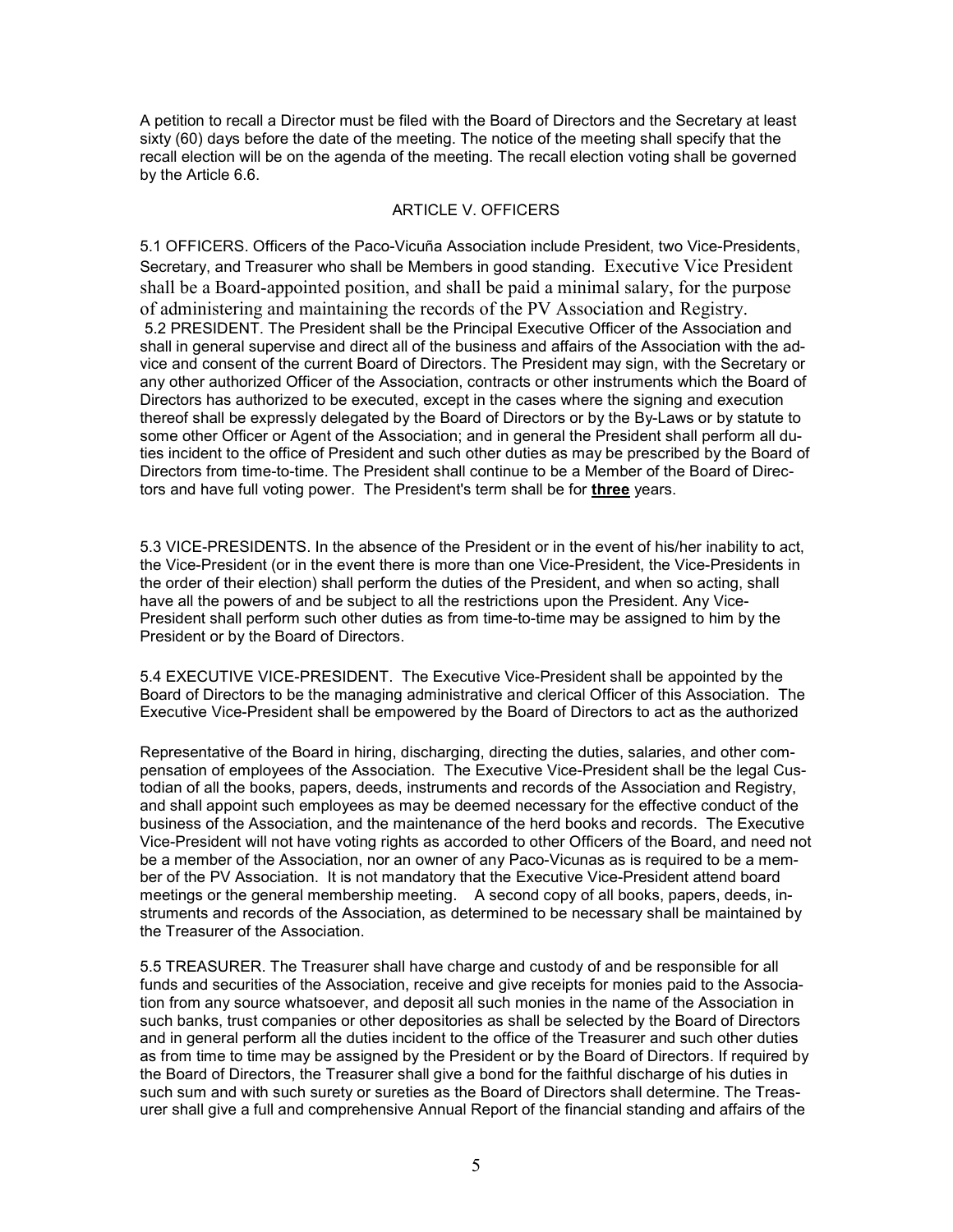A petition to recall a Director must be filed with the Board of Directors and the Secretary at least sixty (60) days before the date of the meeting. The notice of the meeting shall specify that the recall election will be on the agenda of the meeting. The recall election voting shall be governed by the Article 6.6.

## ARTICLE V. OFFICERS

5.1 OFFICERS. Officers of the Paco-Vicuña Association include President, two Vice-Presidents, Secretary, and Treasurer who shall be Members in good standing. Executive Vice President shall be a Board-appointed position, and shall be paid a minimal salary, for the purpose of administering and maintaining the records of the PV Association and Registry.

5.2 PRESIDENT. The President shall be the Principal Executive Officer of the Association and shall in general supervise and direct all of the business and affairs of the Association with the advice and consent of the current Board of Directors. The President may sign, with the Secretary or any other authorized Officer of the Association, contracts or other instruments which the Board of Directors has authorized to be executed, except in the cases where the signing and execution thereof shall be expressly delegated by the Board of Directors or by the By-Laws or by statute to some other Officer or Agent of the Association; and in general the President shall perform all duties incident to the office of President and such other duties as may be prescribed by the Board of Directors from time-to-time. The President shall continue to be a Member of the Board of Directors and have full voting power. The President's term shall be for **three** years.

5.3 VICE-PRESIDENTS. In the absence of the President or in the event of his/her inability to act, the Vice-President (or in the event there is more than one Vice-President, the Vice-Presidents in the order of their election) shall perform the duties of the President, and when so acting, shall have all the powers of and be subject to all the restrictions upon the President. Any Vice-President shall perform such other duties as from time-to-time may be assigned to him by the President or by the Board of Directors.

5.4 EXECUTIVE VICE-PRESIDENT. The Executive Vice-President shall be appointed by the Board of Directors to be the managing administrative and clerical Officer of this Association. The Executive Vice-President shall be empowered by the Board of Directors to act as the authorized Representative of the Board in hiring, discharging, directing the duties, salaries, and other compensation of employees of the Association. The Executive Vice-President shall be the legal Custodian of all the books, papers, deeds, instruments and records of the Association and Registry, and shall appoint such employees as may be deemed necessary for the effective conduct of the business of the Association, and the maintenance of the herd books and records. The Executive Vice-President will not have voting rights as accorded to other Officers of the Board, and need not be a member of the Association, nor an owner of any Paco-Vicunas as is required to be a member of the PV Association. It is not mandatory that the Executive Vice-President attend board meetings or the general membership meeting. A second copy of all books, papers, deeds, instruments and records of the Association, as determined to be necessary shall be maintained by the Treasurer of the Association.

5.5 TREASURER. The Treasurer shall have charge and custody of and be responsible for all funds and securities of the Association, receive and give receipts for monies paid to the Association from any source whatsoever, and deposit all such monies in the name of the Association in such banks, trust companies or other depositories as shall be selected by the Board of Directors and in general perform all the duties incident to the office of the Treasurer and such other duties as from time to time may be assigned by the President or by the Board of Directors. If required by the Board of Directors, the Treasurer shall give a bond for the faithful discharge of his duties in such sum and with such surety or sureties as the Board of Directors shall determine. The Treasurer shall give a full and comprehensive Annual Report of the financial standing and affairs of the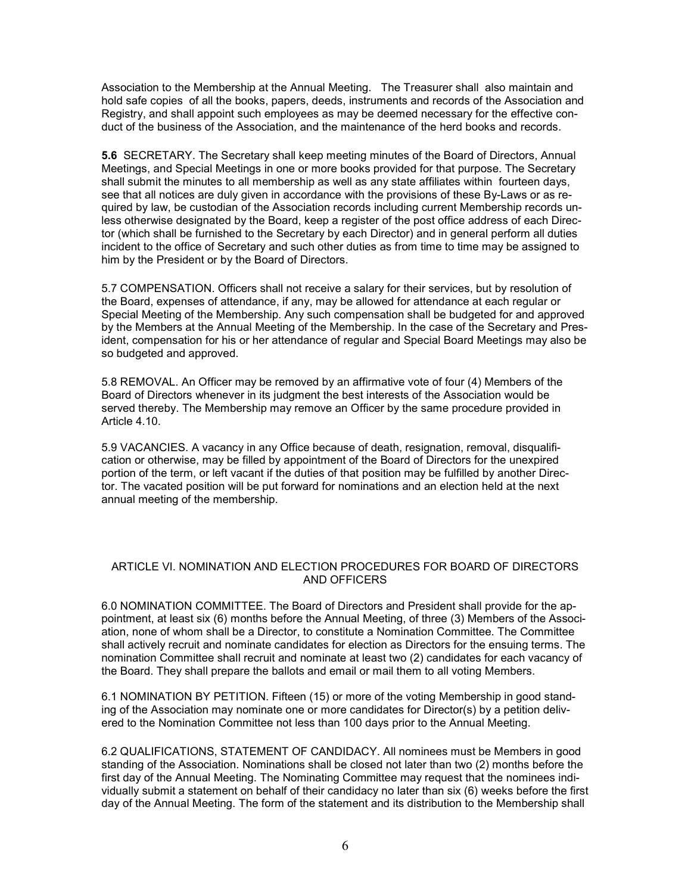Association to the Membership at the Annual Meeting. The Treasurer shall also maintain and hold safe copies of all the books, papers, deeds, instruments and records of the Association and Registry, and shall appoint such employees as may be deemed necessary for the effective conduct of the business of the Association, and the maintenance of the herd books and records.

**5.6** SECRETARY. The Secretary shall keep meeting minutes of the Board of Directors, Annual Meetings, and Special Meetings in one or more books provided for that purpose. The Secretary shall submit the minutes to all membership as well as any state affiliates within fourteen days, see that all notices are duly given in accordance with the provisions of these By-Laws or as required by law, be custodian of the Association records including current Membership records unless otherwise designated by the Board, keep a register of the post office address of each Director (which shall be furnished to the Secretary by each Director) and in general perform all duties incident to the office of Secretary and such other duties as from time to time may be assigned to him by the President or by the Board of Directors.

5.7 COMPENSATION. Officers shall not receive a salary for their services, but by resolution of the Board, expenses of attendance, if any, may be allowed for attendance at each regular or Special Meeting of the Membership. Any such compensation shall be budgeted for and approved by the Members at the Annual Meeting of the Membership. In the case of the Secretary and President, compensation for his or her attendance of regular and Special Board Meetings may also be so budgeted and approved.

5.8 REMOVAL. An Officer may be removed by an affirmative vote of four (4) Members of the Board of Directors whenever in its judgment the best interests of the Association would be served thereby. The Membership may remove an Officer by the same procedure provided in Article 4.10.

5.9 VACANCIES. A vacancy in any Office because of death, resignation, removal, disqualification or otherwise, may be filled by appointment of the Board of Directors for the unexpired portion of the term, or left vacant if the duties of that position may be fulfilled by another Director. The vacated position will be put forward for nominations and an election held at the next annual meeting of the membership.

## ARTICLE VI. NOMINATION AND ELECTION PROCEDURES FOR BOARD OF DIRECTORS AND OFFICERS

6.0 NOMINATION COMMITTEE. The Board of Directors and President shall provide for the appointment, at least six (6) months before the Annual Meeting, of three (3) Members of the Association, none of whom shall be a Director, to constitute a Nomination Committee. The Committee shall actively recruit and nominate candidates for election as Directors for the ensuing terms. The nomination Committee shall recruit and nominate at least two (2) candidates for each vacancy of the Board. They shall prepare the ballots and email or mail them to all voting Members.

6.1 NOMINATION BY PETITION. Fifteen (15) or more of the voting Membership in good standing of the Association may nominate one or more candidates for Director(s) by a petition delivered to the Nomination Committee not less than 100 days prior to the Annual Meeting.

6.2 QUALIFICATIONS, STATEMENT OF CANDIDACY. All nominees must be Members in good standing of the Association. Nominations shall be closed not later than two (2) months before the first day of the Annual Meeting. The Nominating Committee may request that the nominees individually submit a statement on behalf of their candidacy no later than six (6) weeks before the first day of the Annual Meeting. The form of the statement and its distribution to the Membership shall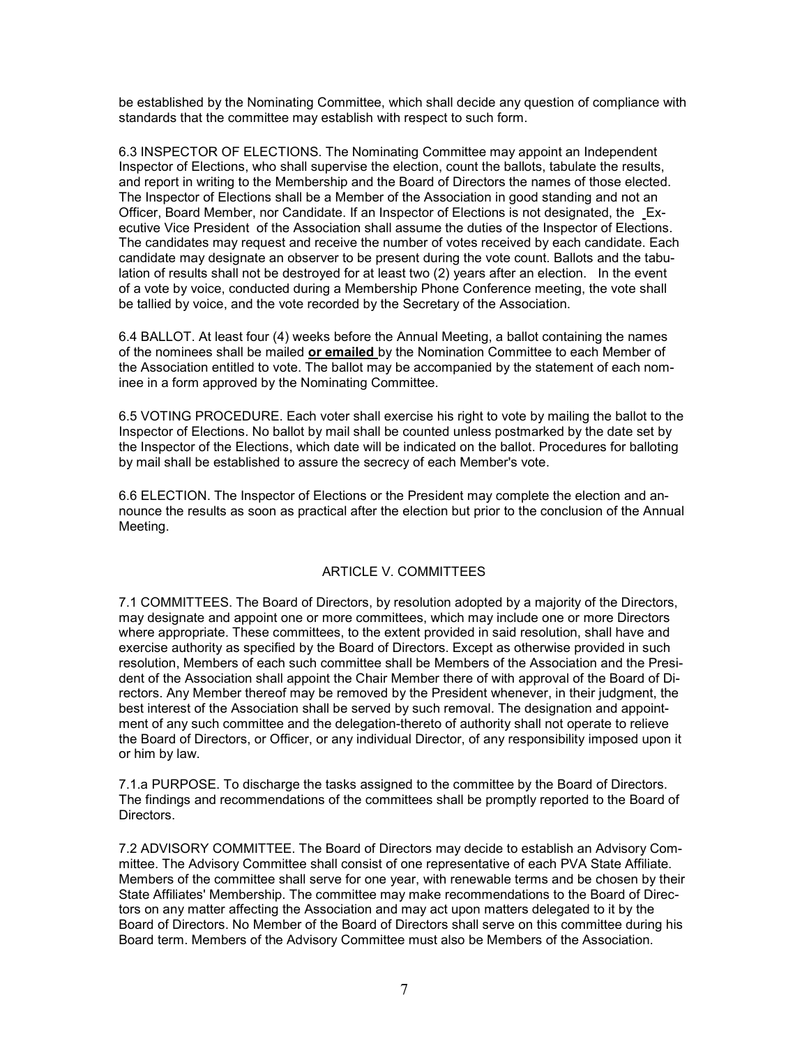be established by the Nominating Committee, which shall decide any question of compliance with standards that the committee may establish with respect to such form.

6.3 INSPECTOR OF ELECTIONS. The Nominating Committee may appoint an Independent Inspector of Elections, who shall supervise the election, count the ballots, tabulate the results, and report in writing to the Membership and the Board of Directors the names of those elected. The Inspector of Elections shall be a Member of the Association in good standing and not an Officer, Board Member, nor Candidate. If an Inspector of Elections is not designated, the Executive Vice President of the Association shall assume the duties of the Inspector of Elections. The candidates may request and receive the number of votes received by each candidate. Each candidate may designate an observer to be present during the vote count. Ballots and the tabulation of results shall not be destroyed for at least two (2) years after an election. In the event of a vote by voice, conducted during a Membership Phone Conference meeting, the vote shall be tallied by voice, and the vote recorded by the Secretary of the Association.

6.4 BALLOT. At least four (4) weeks before the Annual Meeting, a ballot containing the names of the nominees shall be mailed **or emailed** by the Nomination Committee to each Member of the Association entitled to vote. The ballot may be accompanied by the statement of each nominee in a form approved by the Nominating Committee.

6.5 VOTING PROCEDURE. Each voter shall exercise his right to vote by mailing the ballot to the Inspector of Elections. No ballot by mail shall be counted unless postmarked by the date set by the Inspector of the Elections, which date will be indicated on the ballot. Procedures for balloting by mail shall be established to assure the secrecy of each Member's vote.

6.6 ELECTION. The Inspector of Elections or the President may complete the election and announce the results as soon as practical after the election but prior to the conclusion of the Annual Meeting.

## ARTICLE V. COMMITTEES

7.1 COMMITTEES. The Board of Directors, by resolution adopted by a majority of the Directors, may designate and appoint one or more committees, which may include one or more Directors where appropriate. These committees, to the extent provided in said resolution, shall have and exercise authority as specified by the Board of Directors. Except as otherwise provided in such resolution, Members of each such committee shall be Members of the Association and the President of the Association shall appoint the Chair Member there of with approval of the Board of Directors. Any Member thereof may be removed by the President whenever, in their judgment, the best interest of the Association shall be served by such removal. The designation and appointment of any such committee and the delegation-thereto of authority shall not operate to relieve the Board of Directors, or Officer, or any individual Director, of any responsibility imposed upon it or him by law.

7.1.a PURPOSE. To discharge the tasks assigned to the committee by the Board of Directors. The findings and recommendations of the committees shall be promptly reported to the Board of Directors.

7.2 ADVISORY COMMITTEE. The Board of Directors may decide to establish an Advisory Committee. The Advisory Committee shall consist of one representative of each PVA State Affiliate. Members of the committee shall serve for one year, with renewable terms and be chosen by their State Affiliates' Membership. The committee may make recommendations to the Board of Directors on any matter affecting the Association and may act upon matters delegated to it by the Board of Directors. No Member of the Board of Directors shall serve on this committee during his Board term. Members of the Advisory Committee must also be Members of the Association.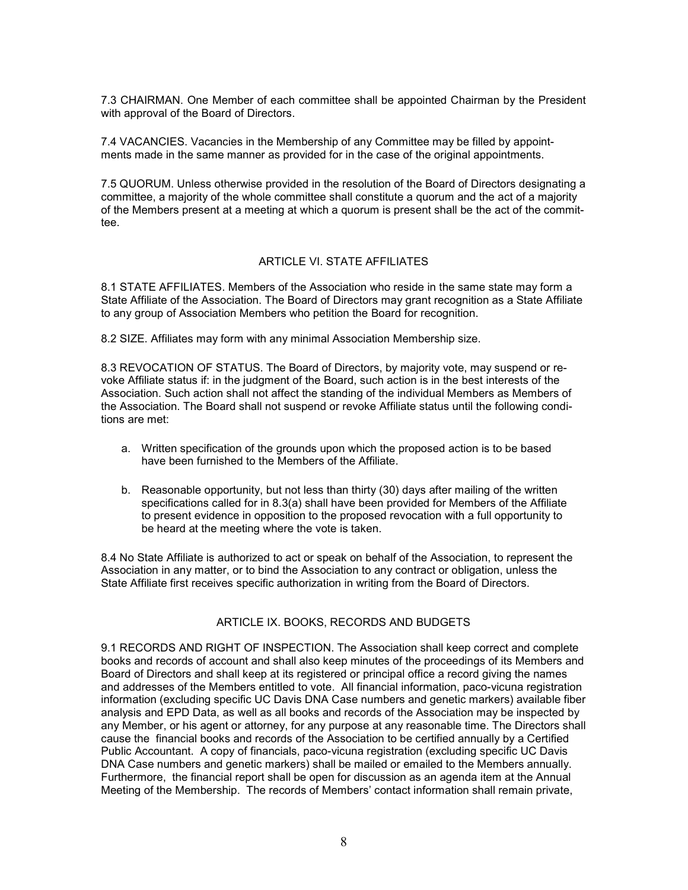7.3 CHAIRMAN. One Member of each committee shall be appointed Chairman by the President with approval of the Board of Directors.

7.4 VACANCIES. Vacancies in the Membership of any Committee may be filled by appointments made in the same manner as provided for in the case of the original appointments.

7.5 QUORUM. Unless otherwise provided in the resolution of the Board of Directors designating a committee, a majority of the whole committee shall constitute a quorum and the act of a majority of the Members present at a meeting at which a quorum is present shall be the act of the committee.

## ARTICLE VI. STATE AFFILIATES

8.1 STATE AFFILIATES. Members of the Association who reside in the same state may form a State Affiliate of the Association. The Board of Directors may grant recognition as a State Affiliate to any group of Association Members who petition the Board for recognition.

8.2 SIZE. Affiliates may form with any minimal Association Membership size.

8.3 REVOCATION OF STATUS. The Board of Directors, by majority vote, may suspend or revoke Affiliate status if: in the judgment of the Board, such action is in the best interests of the Association. Such action shall not affect the standing of the individual Members as Members of the Association. The Board shall not suspend or revoke Affiliate status until the following conditions are met:

a. Written specification of the grounds upon which the proposed action is to be based have been furnished to the Members of the Affiliate.

b. Reasonable opportunity, but not less than thirty (30) days after mailing of the written specifications called for in 8.3(a) shall have been provided for Members of the Affiliate to present evidence in opposition to the proposed revocation with a full opportunity to be heard at the meeting where the vote is taken.

8.4 No State Affiliate is authorized to act or speak on behalf of the Association, to represent the Association in any matter, or to bind the Association to any contract or obligation, unless the State Affiliate first receives specific authorization in writing from the Board of Directors.

## ARTICLE IX. BOOKS, RECORDS AND BUDGETS

9.1 RECORDS AND RIGHT OF INSPECTION. The Association shall keep correct and complete books and records of account and shall also keep minutes of the proceedings of its Members and Board of Directors and shall keep at its registered or principal office a record giving the names and addresses of the Members entitled to vote. All financial information, paco-vicuna registration information (excluding specific UC Davis DNA Case numbers and genetic markers) available fiber analysis and EPD Data, as well as all books and records of the Association may be inspected by any Member, or his agent or attorney, for any purpose at any reasonable time. The Directors shall cause the financial books and records of the Association to be certified annually by a Certified Public Accountant. A copy of financials, paco-vicuna registration (excluding specific UC Davis DNA Case numbers and genetic markers) shall be mailed or emailed to the Members annually. Furthermore, the financial report shall be open for discussion as an agenda item at the Annual Meeting of the Membership. The records of Members' contact information shall remain private,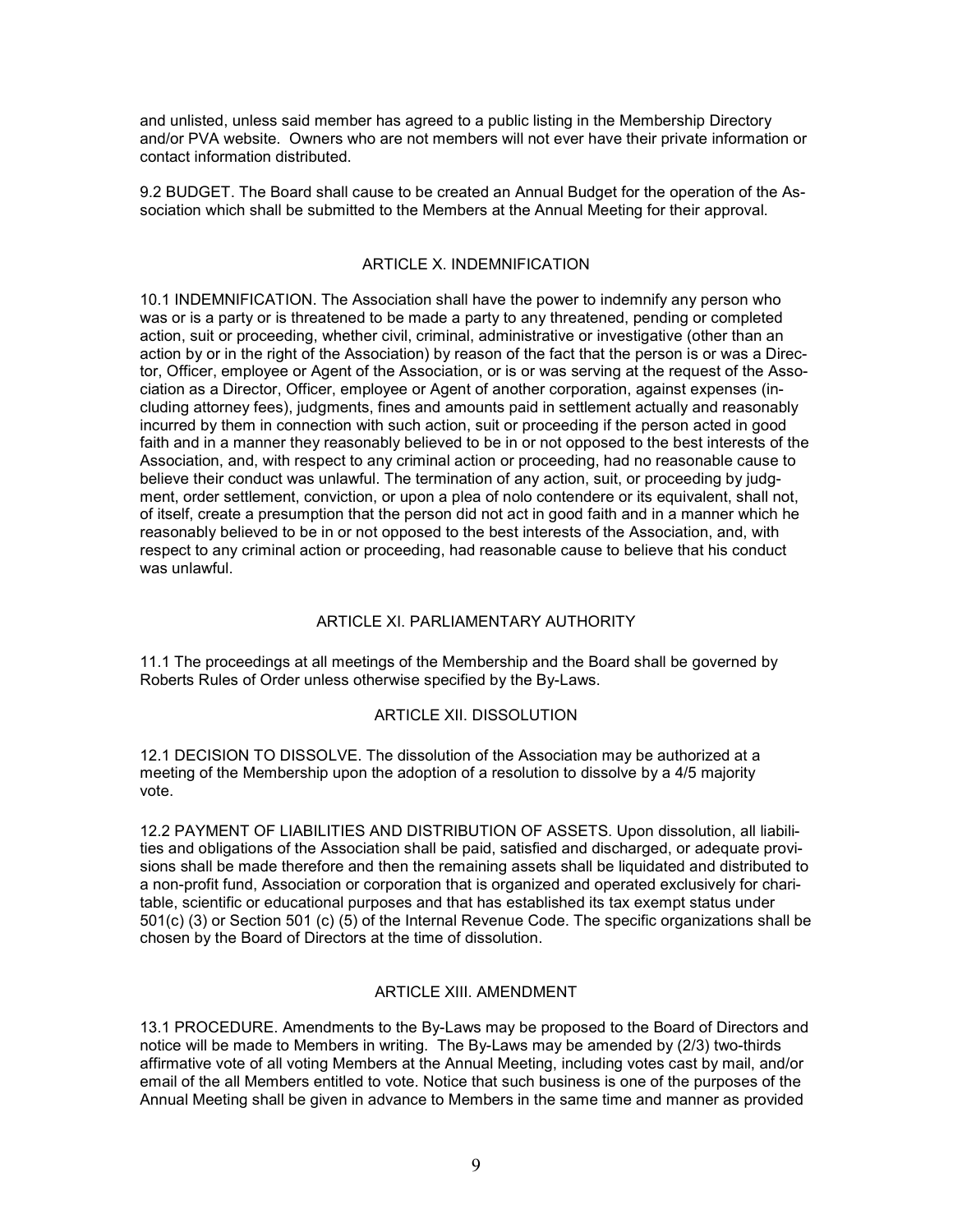and unlisted, unless said member has agreed to a public listing in the Membership Directory and/or PVA website. Owners who are not members will not ever have their private information or contact information distributed.

9.2 BUDGET. The Board shall cause to be created an Annual Budget for the operation of the Association which shall be submitted to the Members at the Annual Meeting for their approval.

## ARTICLE X. INDEMNIFICATION

10.1 INDEMNIFICATION. The Association shall have the power to indemnify any person who was or is a party or is threatened to be made a party to any threatened, pending or completed action, suit or proceeding, whether civil, criminal, administrative or investigative (other than an action by or in the right of the Association) by reason of the fact that the person is or was a Director, Officer, employee or Agent of the Association, or is or was serving at the request of the Association as a Director, Officer, employee or Agent of another corporation, against expenses (including attorney fees), judgments, fines and amounts paid in settlement actually and reasonably incurred by them in connection with such action, suit or proceeding if the person acted in good faith and in a manner they reasonably believed to be in or not opposed to the best interests of the Association, and, with respect to any criminal action or proceeding, had no reasonable cause to believe their conduct was unlawful. The termination of any action, suit, or proceeding by judgment, order settlement, conviction, or upon a plea of nolo contendere or its equivalent, shall not, of itself, create a presumption that the person did not act in good faith and in a manner which he reasonably believed to be in or not opposed to the best interests of the Association, and, with respect to any criminal action or proceeding, had reasonable cause to believe that his conduct was unlawful.

## ARTICLE XI. PARLIAMENTARY AUTHORITY

11.1 The proceedings at all meetings of the Membership and the Board shall be governed by Roberts Rules of Order unless otherwise specified by the By-Laws.

## ARTICLE XII. DISSOLUTION

12.1 DECISION TO DISSOLVE. The dissolution of the Association may be authorized at a meeting of the Membership upon the adoption of a resolution to dissolve by a 4/5 majority vote.

12.2 PAYMENT OF LIABILITIES AND DISTRIBUTION OF ASSETS. Upon dissolution, all liabilities and obligations of the Association shall be paid, satisfied and discharged, or adequate provisions shall be made therefore and then the remaining assets shall be liquidated and distributed to a non-profit fund, Association or corporation that is organized and operated exclusively for charitable, scientific or educational purposes and that has established its tax exempt status under 501(c) (3) or Section 501 (c) (5) of the Internal Revenue Code. The specific organizations shall be chosen by the Board of Directors at the time of dissolution.

## ARTICLE XIII. AMENDMENT

13.1 PROCEDURE. Amendments to the By-Laws may be proposed to the Board of Directors and notice will be made to Members in writing. The By-Laws may be amended by (2/3) two-thirds affirmative vote of all voting Members at the Annual Meeting, including votes cast by mail, and/or email of the all Members entitled to vote. Notice that such business is one of the purposes of the Annual Meeting shall be given in advance to Members in the same time and manner as provided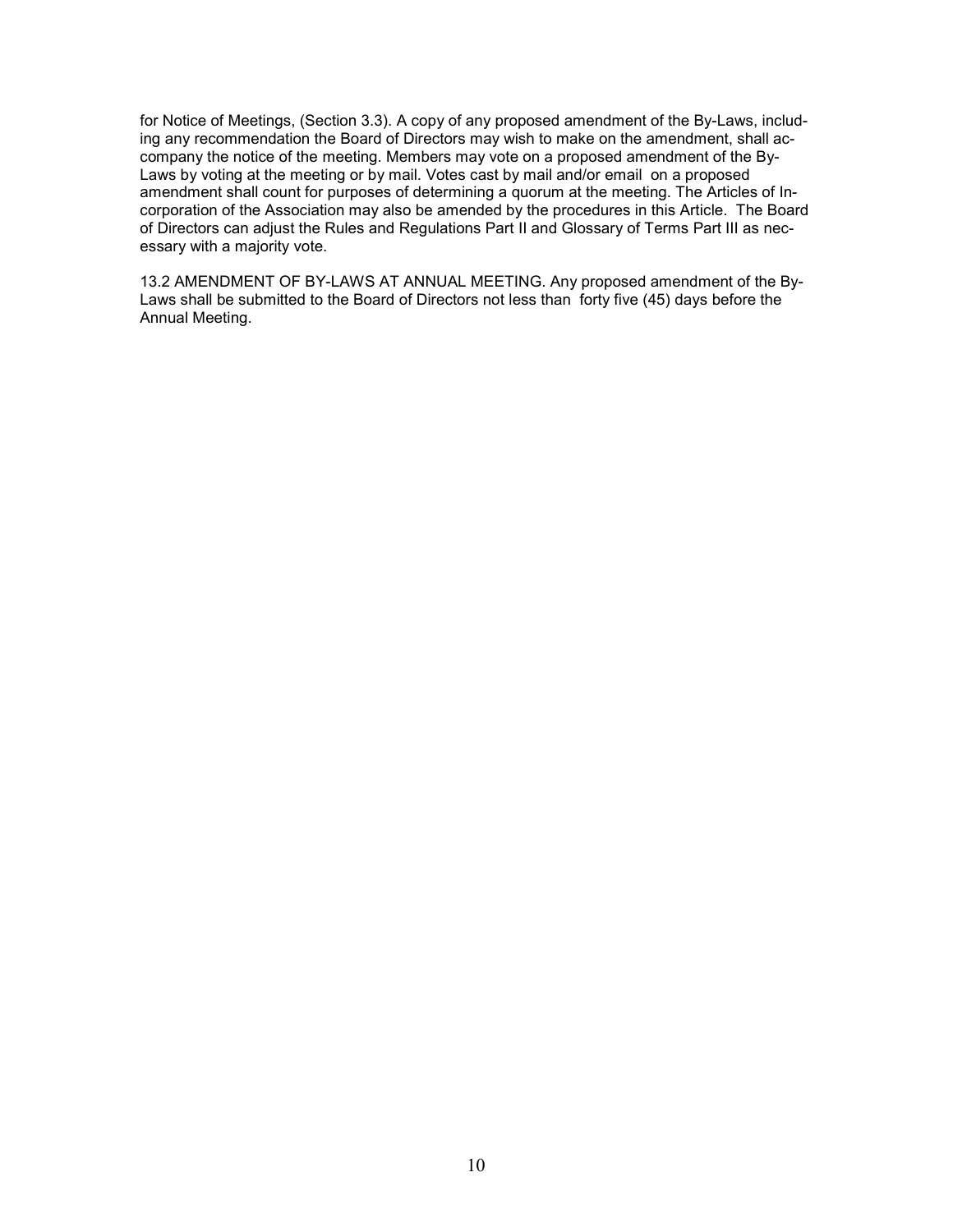for Notice of Meetings, (Section 3.3). A copy of any proposed amendment of the By-Laws, including any recommendation the Board of Directors may wish to make on the amendment, shall accompany the notice of the meeting. Members may vote on a proposed amendment of the By-Laws by voting at the meeting or by mail. Votes cast by mail and/or email on a proposed amendment shall count for purposes of determining a quorum at the meeting. The Articles of Incorporation of the Association may also be amended by the procedures in this Article. The Board of Directors can adjust the Rules and Regulations Part II and Glossary of Terms Part III as necessary with a majority vote.

13.2 AMENDMENT OF BY-LAWS AT ANNUAL MEETING. Any proposed amendment of the By-Laws shall be submitted to the Board of Directors not less than forty five (45) days before the Annual Meeting.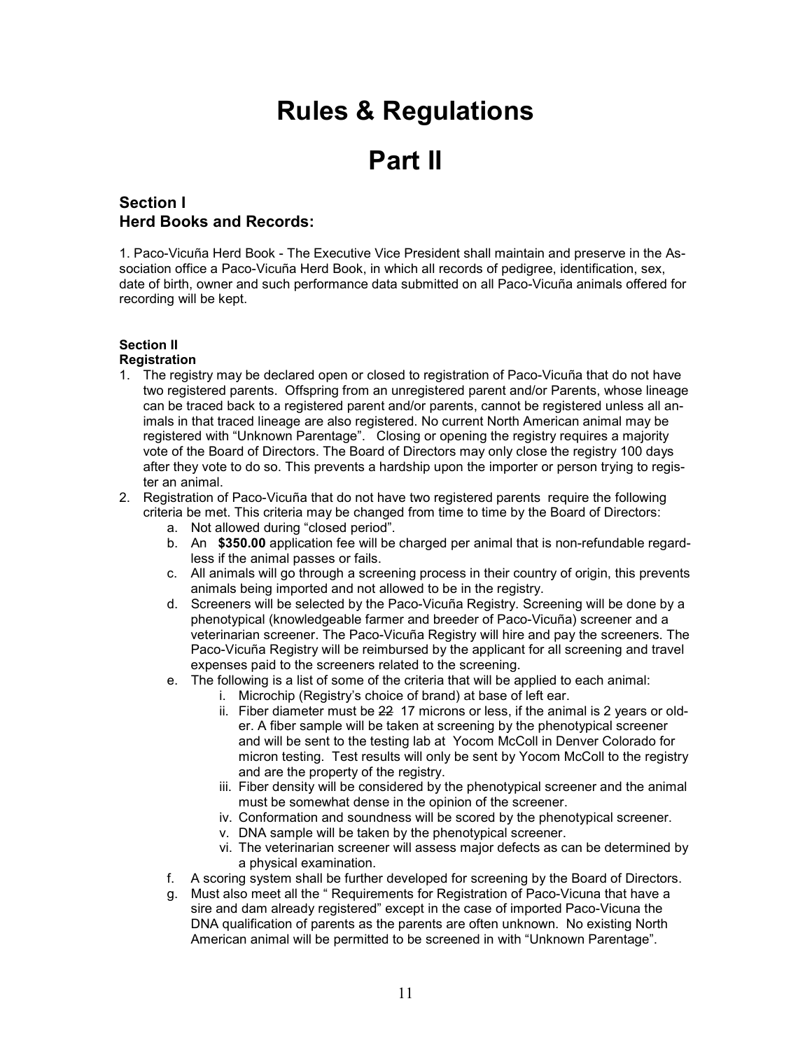# Rules & Regulations

# Part II

## Section I
## Herd Books and Records:

1. Paco-Vicuña Herd Book - The Executive Vice President shall maintain and preserve in the Association office a Paco-Vicuña Herd Book, in which all records of pedigree, identification, sex, date of birth, owner and such performance data submitted on all Paco-Vicuña animals offered for recording will be kept.

**Section II**
**Registration**

1. The registry may be declared open or closed to registration of Paco-Vicuña that do not have two registered parents. Offspring from an unregistered parent and/or Parents, whose lineage can be traced back to a registered parent and/or parents, cannot be registered unless all animals in that traced lineage are also registered. No current North American animal may be registered with "Unknown Parentage". Closing or opening the registry requires a majority vote of the Board of Directors. The Board of Directors may only close the registry 100 days after they vote to do so. This prevents a hardship upon the importer or person trying to register an animal.
2. Registration of Paco-Vicuña that do not have two registered parents require the following criteria be met. This criteria may be changed from time to time by the Board of Directors:
   a. Not allowed during "closed period".
   b. An **$350.00** application fee will be charged per animal that is non-refundable regardless if the animal passes or fails.
   c. All animals will go through a screening process in their country of origin, this prevents animals being imported and not allowed to be in the registry.
   d. Screeners will be selected by the Paco-Vicuña Registry. Screening will be done by a phenotypical (knowledgeable farmer and breeder of Paco-Vicuña) screener and a veterinarian screener. The Paco-Vicuña Registry will hire and pay the screeners. The Paco-Vicuña Registry will be reimbursed by the applicant for all screening and travel expenses paid to the screeners related to the screening.
   e. The following is a list of some of the criteria that will be applied to each animal:
      i. Microchip (Registry's choice of brand) at base of left ear.
      ii. Fiber diameter must be ~~22~~ 17 microns or less, if the animal is 2 years or older. A fiber sample will be taken at screening by the phenotypical screener and will be sent to the testing lab at Yocom McColl in Denver Colorado for micron testing. Test results will only be sent by Yocom McColl to the registry and are the property of the registry.
      iii. Fiber density will be considered by the phenotypical screener and the animal must be somewhat dense in the opinion of the screener.
      iv. Conformation and soundness will be scored by the phenotypical screener.
      v. DNA sample will be taken by the phenotypical screener.
      vi. The veterinarian screener will assess major defects as can be determined by a physical examination.
   f. A scoring system shall be further developed for screening by the Board of Directors.
   g. Must also meet all the " Requirements for Registration of Paco-Vicuna that have a sire and dam already registered" except in the case of imported Paco-Vicuna the DNA qualification of parents as the parents are often unknown. No existing North American animal will be permitted to be screened in with "Unknown Parentage".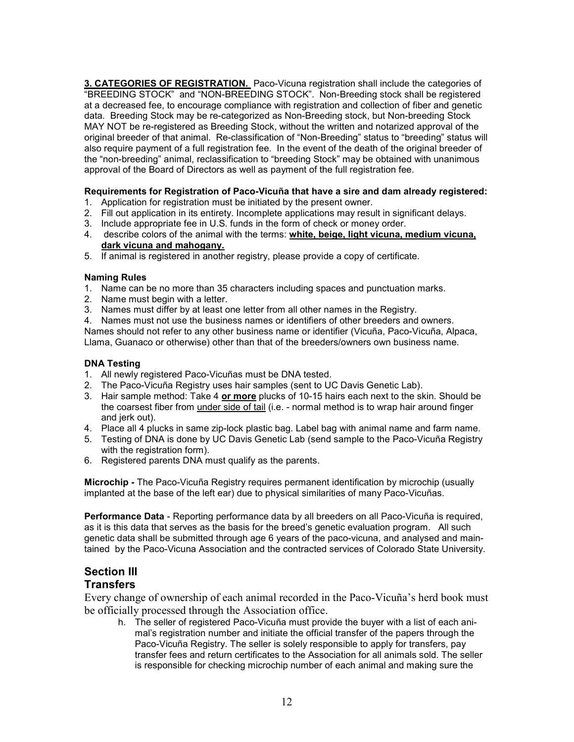**<u>3. CATEGORIES OF REGISTRATION.</u>** Paco-Vicuna registration shall include the categories of "BREEDING STOCK" and "NON-BREEDING STOCK". Non-Breeding stock shall be registered at a decreased fee, to encourage compliance with registration and collection of fiber and genetic data. Breeding Stock may be re-categorized as Non-Breeding stock, but Non-breeding Stock MAY NOT be re-registered as Breeding Stock, without the written and notarized approval of the original breeder of that animal. Re-classification of "Non-Breeding" status to "breeding" status will also require payment of a full registration fee. In the event of the death of the original breeder of the "non-breeding" animal, reclassification to "breeding Stock" may be obtained with unanimous approval of the Board of Directors as well as payment of the full registration fee.

**Requirements for Registration of Paco-Vicuña that have a sire and dam already registered:**

1. Application for registration must be initiated by the present owner.
2. Fill out application in its entirety. Incomplete applications may result in significant delays.
3. Include appropriate fee in U.S. funds in the form of check or money order.
4. describe colors of the animal with the terms: **<u>white, beige, light vicuna, medium vicuna, dark vicuna and mahogany.</u>**
5. If animal is registered in another registry, please provide a copy of certificate.

**Naming Rules**

1. Name can be no more than 35 characters including spaces and punctuation marks.
2. Name must begin with a letter.
3. Names must differ by at least one letter from all other names in the Registry.
4. Names must not use the business names or identifiers of other breeders and owners.

Names should not refer to any other business name or identifier (Vicuña, Paco-Vicuña, Alpaca, Llama, Guanaco or otherwise) other than that of the breeders/owners own business name.

**DNA Testing**

1. All newly registered Paco-Vicuñas must be DNA tested.
2. The Paco-Vicuña Registry uses hair samples (sent to UC Davis Genetic Lab).
3. Hair sample method: Take 4 **<u>or more</u>** plucks of 10-15 hairs each next to the skin. Should be the coarsest fiber from <u>under side of tail</u> (i.e. - normal method is to wrap hair around finger and jerk out).
4. Place all 4 plucks in same zip-lock plastic bag. Label bag with animal name and farm name.
5. Testing of DNA is done by UC Davis Genetic Lab (send sample to the Paco-Vicuña Registry with the registration form).
6. Registered parents DNA must qualify as the parents.

**Microchip -** The Paco-Vicuña Registry requires permanent identification by microchip (usually implanted at the base of the left ear) due to physical similarities of many Paco-Vicuñas.

**Performance Data** - Reporting performance data by all breeders on all Paco-Vicuña is required, as it is this data that serves as the basis for the breed's genetic evaluation program. All such genetic data shall be submitted through age 6 years of the paco-vicuna, and analysed and maintained by the Paco-Vicuna Association and the contracted services of Colorado State University.

## Section III
## Transfers

Every change of ownership of each animal recorded in the Paco-Vicuña's herd book must be officially processed through the Association office.

h. The seller of registered Paco-Vicuña must provide the buyer with a list of each animal's registration number and initiate the official transfer of the papers through the Paco-Vicuña Registry. The seller is solely responsible to apply for transfers, pay transfer fees and return certificates to the Association for all animals sold. The seller is responsible for checking microchip number of each animal and making sure the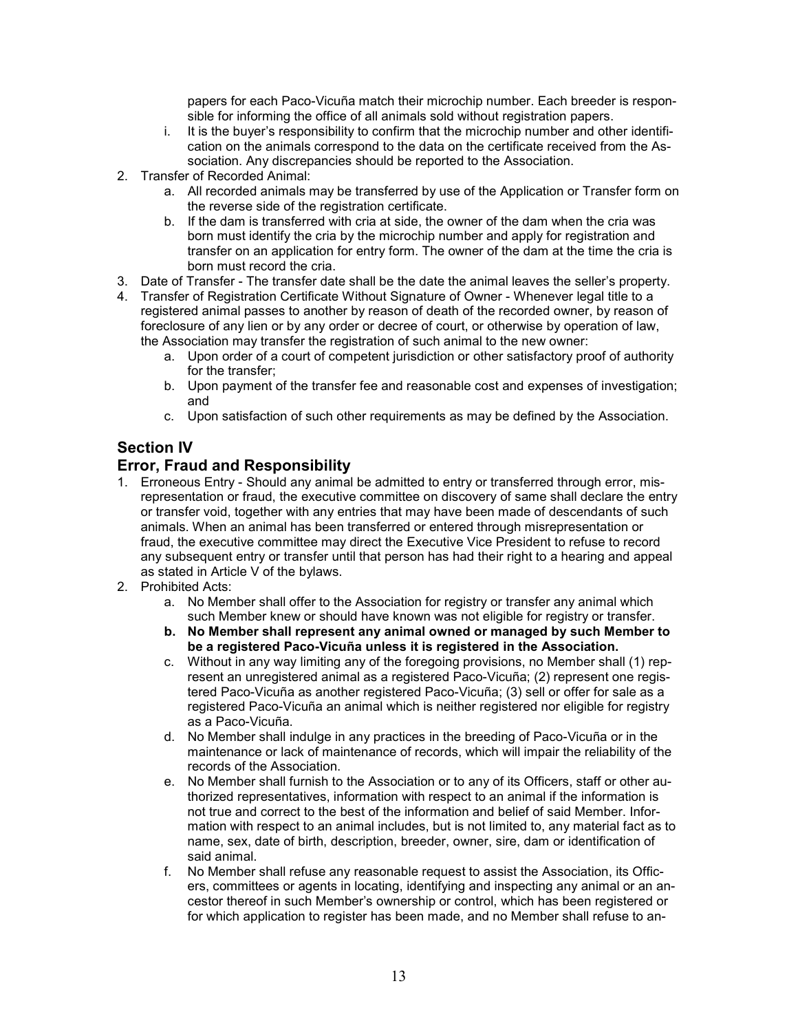papers for each Paco-Vicuña match their microchip number. Each breeder is responsible for informing the office of all animals sold without registration papers.

   i. It is the buyer's responsibility to confirm that the microchip number and other identification on the animals correspond to the data on the certificate received from the Association. Any discrepancies should be reported to the Association.

2. Transfer of Recorded Animal:
   a. All recorded animals may be transferred by use of the Application or Transfer form on the reverse side of the registration certificate.
   b. If the dam is transferred with cria at side, the owner of the dam when the cria was born must identify the cria by the microchip number and apply for registration and transfer on an application for entry form. The owner of the dam at the time the cria is born must record the cria.
3. Date of Transfer - The transfer date shall be the date the animal leaves the seller's property.
4. Transfer of Registration Certificate Without Signature of Owner - Whenever legal title to a registered animal passes to another by reason of death of the recorded owner, by reason of foreclosure of any lien or by any order or decree of court, or otherwise by operation of law, the Association may transfer the registration of such animal to the new owner:
   a. Upon order of a court of competent jurisdiction or other satisfactory proof of authority for the transfer;
   b. Upon payment of the transfer fee and reasonable cost and expenses of investigation; and
   c. Upon satisfaction of such other requirements as may be defined by the Association.

## Section IV

## Error, Fraud and Responsibility

1. Erroneous Entry - Should any animal be admitted to entry or transferred through error, misrepresentation or fraud, the executive committee on discovery of same shall declare the entry or transfer void, together with any entries that may have been made of descendants of such animals. When an animal has been transferred or entered through misrepresentation or fraud, the executive committee may direct the Executive Vice President to refuse to record any subsequent entry or transfer until that person has had their right to a hearing and appeal as stated in Article V of the bylaws.
2. Prohibited Acts:
   a. No Member shall offer to the Association for registry or transfer any animal which such Member knew or should have known was not eligible for registry or transfer.
   b. **No Member shall represent any animal owned or managed by such Member to be a registered Paco-Vicuña unless it is registered in the Association.**
   c. Without in any way limiting any of the foregoing provisions, no Member shall (1) represent an unregistered animal as a registered Paco-Vicuña; (2) represent one registered Paco-Vicuña as another registered Paco-Vicuña; (3) sell or offer for sale as a registered Paco-Vicuña an animal which is neither registered nor eligible for registry as a Paco-Vicuña.
   d. No Member shall indulge in any practices in the breeding of Paco-Vicuña or in the maintenance or lack of maintenance of records, which will impair the reliability of the records of the Association.
   e. No Member shall furnish to the Association or to any of its Officers, staff or other authorized representatives, information with respect to an animal if the information is not true and correct to the best of the information and belief of said Member. Information with respect to an animal includes, but is not limited to, any material fact as to name, sex, date of birth, description, breeder, owner, sire, dam or identification of said animal.
   f. No Member shall refuse any reasonable request to assist the Association, its Officers, committees or agents in locating, identifying and inspecting any animal or an ancestor thereof in such Member's ownership or control, which has been registered or for which application to register has been made, and no Member shall refuse to an-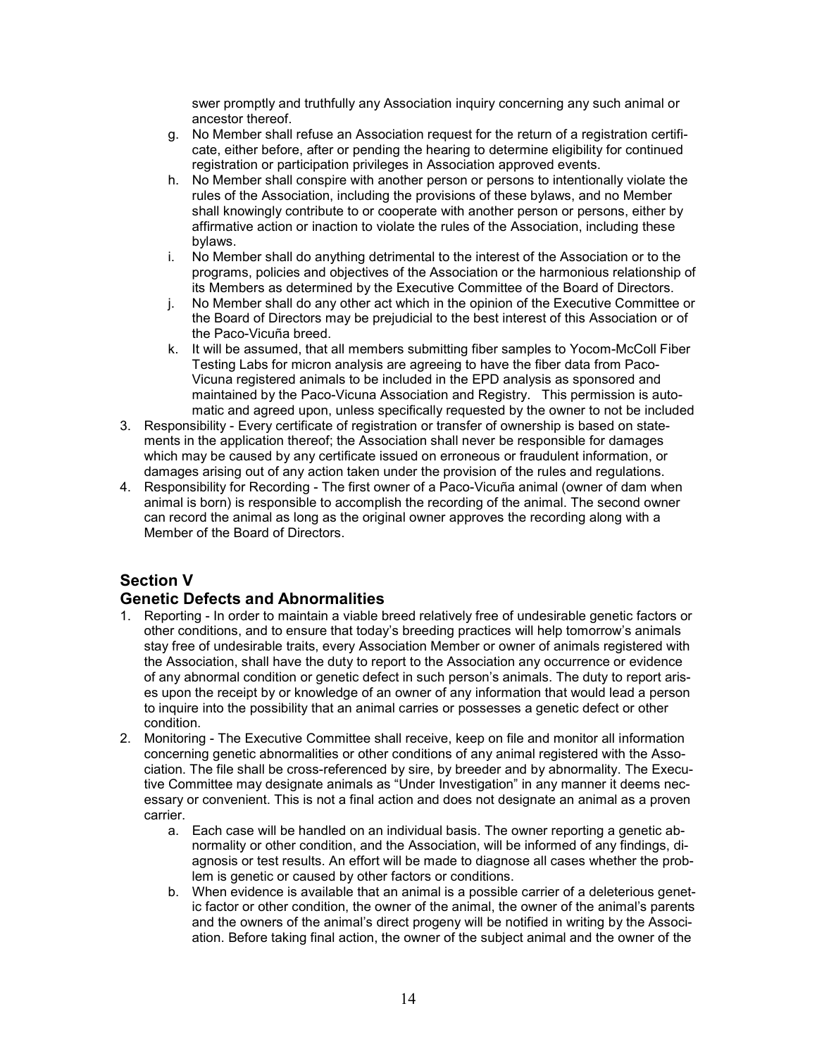swer promptly and truthfully any Association inquiry concerning any such animal or ancestor thereof.

g. No Member shall refuse an Association request for the return of a registration certificate, either before, after or pending the hearing to determine eligibility for continued registration or participation privileges in Association approved events.
h. No Member shall conspire with another person or persons to intentionally violate the rules of the Association, including the provisions of these bylaws, and no Member shall knowingly contribute to or cooperate with another person or persons, either by affirmative action or inaction to violate the rules of the Association, including these bylaws.
i. No Member shall do anything detrimental to the interest of the Association or to the programs, policies and objectives of the Association or the harmonious relationship of its Members as determined by the Executive Committee of the Board of Directors.
j. No Member shall do any other act which in the opinion of the Executive Committee or the Board of Directors may be prejudicial to the best interest of this Association or of the Paco-Vicuña breed.
k. It will be assumed, that all members submitting fiber samples to Yocom-McColl Fiber Testing Labs for micron analysis are agreeing to have the fiber data from Paco-Vicuna registered animals to be included in the EPD analysis as sponsored and maintained by the Paco-Vicuna Association and Registry. This permission is automatic and agreed upon, unless specifically requested by the owner to not be included

3. Responsibility - Every certificate of registration or transfer of ownership is based on statements in the application thereof; the Association shall never be responsible for damages which may be caused by any certificate issued on erroneous or fraudulent information, or damages arising out of any action taken under the provision of the rules and regulations.
4. Responsibility for Recording - The first owner of a Paco-Vicuña animal (owner of dam when animal is born) is responsible to accomplish the recording of the animal. The second owner can record the animal as long as the original owner approves the recording along with a Member of the Board of Directors.

## Section V
## Genetic Defects and Abnormalities

1. Reporting - In order to maintain a viable breed relatively free of undesirable genetic factors or other conditions, and to ensure that today's breeding practices will help tomorrow's animals stay free of undesirable traits, every Association Member or owner of animals registered with the Association, shall have the duty to report to the Association any occurrence or evidence of any abnormal condition or genetic defect in such person's animals. The duty to report arises upon the receipt by or knowledge of an owner of any information that would lead a person to inquire into the possibility that an animal carries or possesses a genetic defect or other condition.
2. Monitoring - The Executive Committee shall receive, keep on file and monitor all information concerning genetic abnormalities or other conditions of any animal registered with the Association. The file shall be cross-referenced by sire, by breeder and by abnormality. The Executive Committee may designate animals as "Under Investigation" in any manner it deems necessary or convenient. This is not a final action and does not designate an animal as a proven carrier.
   a. Each case will be handled on an individual basis. The owner reporting a genetic abnormality or other condition, and the Association, will be informed of any findings, diagnosis or test results. An effort will be made to diagnose all cases whether the problem is genetic or caused by other factors or conditions.
   b. When evidence is available that an animal is a possible carrier of a deleterious genetic factor or other condition, the owner of the animal, the owner of the animal's parents and the owners of the animal's direct progeny will be notified in writing by the Association. Before taking final action, the owner of the subject animal and the owner of the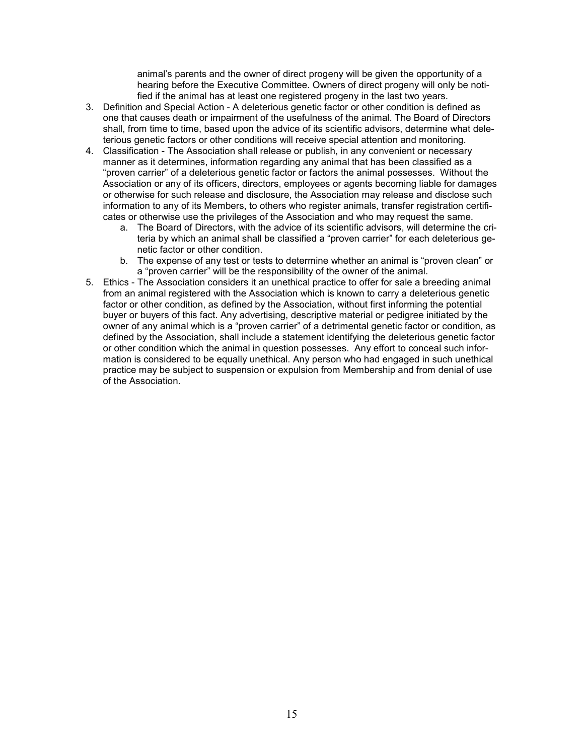animal's parents and the owner of direct progeny will be given the opportunity of a hearing before the Executive Committee. Owners of direct progeny will only be notified if the animal has at least one registered progeny in the last two years.

3. Definition and Special Action - A deleterious genetic factor or other condition is defined as one that causes death or impairment of the usefulness of the animal. The Board of Directors shall, from time to time, based upon the advice of its scientific advisors, determine what deleterious genetic factors or other conditions will receive special attention and monitoring.
4. Classification - The Association shall release or publish, in any convenient or necessary manner as it determines, information regarding any animal that has been classified as a "proven carrier" of a deleterious genetic factor or factors the animal possesses. Without the Association or any of its officers, directors, employees or agents becoming liable for damages or otherwise for such release and disclosure, the Association may release and disclose such information to any of its Members, to others who register animals, transfer registration certificates or otherwise use the privileges of the Association and who may request the same.
   a. The Board of Directors, with the advice of its scientific advisors, will determine the criteria by which an animal shall be classified a "proven carrier" for each deleterious genetic factor or other condition.
   b. The expense of any test or tests to determine whether an animal is "proven clean" or a "proven carrier" will be the responsibility of the owner of the animal.
5. Ethics - The Association considers it an unethical practice to offer for sale a breeding animal from an animal registered with the Association which is known to carry a deleterious genetic factor or other condition, as defined by the Association, without first informing the potential buyer or buyers of this fact. Any advertising, descriptive material or pedigree initiated by the owner of any animal which is a "proven carrier" of a detrimental genetic factor or condition, as defined by the Association, shall include a statement identifying the deleterious genetic factor or other condition which the animal in question possesses. Any effort to conceal such information is considered to be equally unethical. Any person who had engaged in such unethical practice may be subject to suspension or expulsion from Membership and from denial of use of the Association.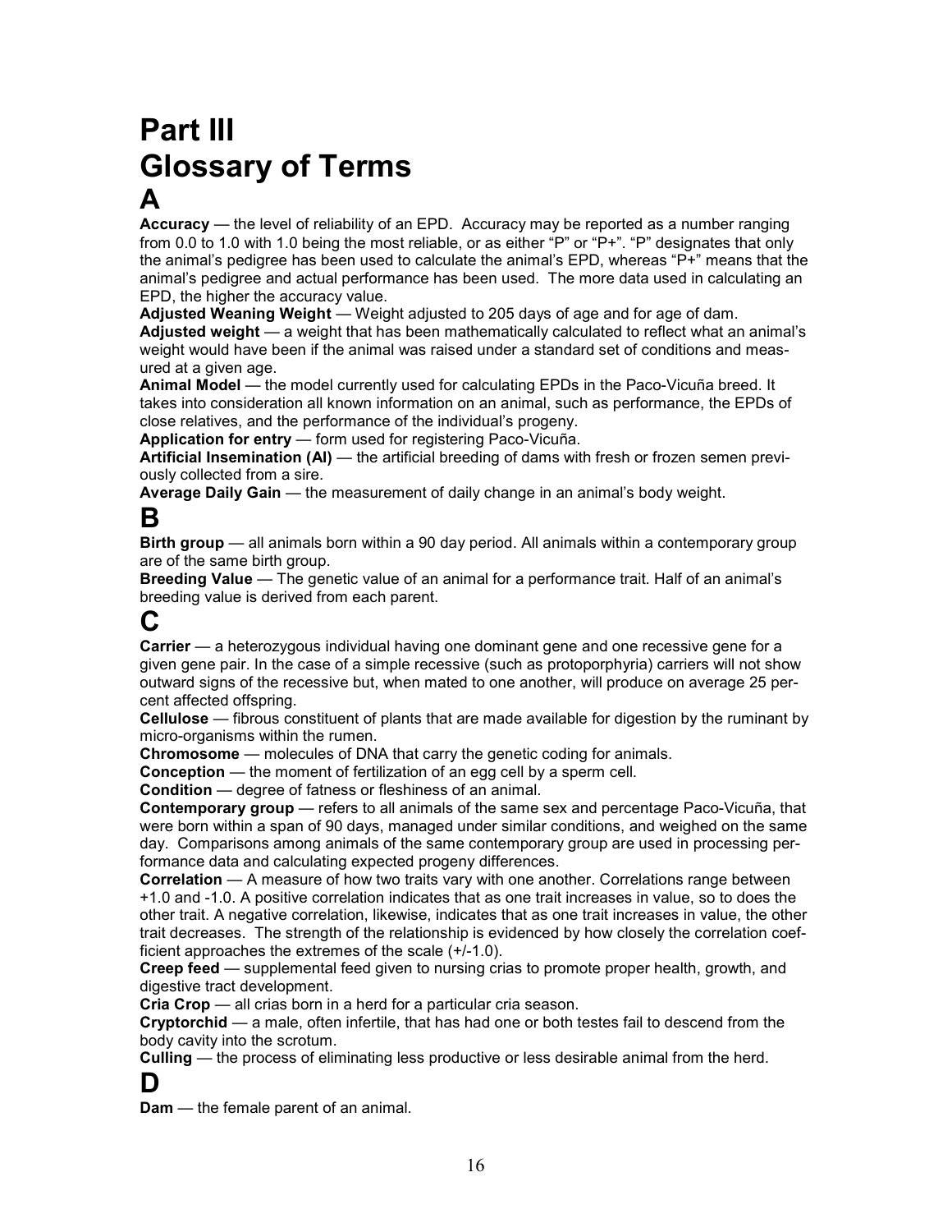# Part III
# Glossary of Terms

## A

**Accuracy** — the level of reliability of an EPD. Accuracy may be reported as a number ranging from 0.0 to 1.0 with 1.0 being the most reliable, or as either "P" or "P+". "P" designates that only the animal's pedigree has been used to calculate the animal's EPD, whereas "P+" means that the animal's pedigree and actual performance has been used. The more data used in calculating an EPD, the higher the accuracy value.

**Adjusted Weaning Weight** — Weight adjusted to 205 days of age and for age of dam.

**Adjusted weight** — a weight that has been mathematically calculated to reflect what an animal's weight would have been if the animal was raised under a standard set of conditions and measured at a given age.

**Animal Model** — the model currently used for calculating EPDs in the Paco-Vicuña breed. It takes into consideration all known information on an animal, such as performance, the EPDs of close relatives, and the performance of the individual's progeny.

**Application for entry** — form used for registering Paco-Vicuña.

**Artificial Insemination (AI)** — the artificial breeding of dams with fresh or frozen semen previously collected from a sire.

**Average Daily Gain** — the measurement of daily change in an animal's body weight.

## B

**Birth group** — all animals born within a 90 day period. All animals within a contemporary group are of the same birth group.

**Breeding Value** — The genetic value of an animal for a performance trait. Half of an animal's breeding value is derived from each parent.

## C

**Carrier** — a heterozygous individual having one dominant gene and one recessive gene for a given gene pair. In the case of a simple recessive (such as protoporphyria) carriers will not show outward signs of the recessive but, when mated to one another, will produce on average 25 percent affected offspring.

**Cellulose** — fibrous constituent of plants that are made available for digestion by the ruminant by micro-organisms within the rumen.

**Chromosome** — molecules of DNA that carry the genetic coding for animals.

**Conception** — the moment of fertilization of an egg cell by a sperm cell.

**Condition** — degree of fatness or fleshiness of an animal.

**Contemporary group** — refers to all animals of the same sex and percentage Paco-Vicuña, that were born within a span of 90 days, managed under similar conditions, and weighed on the same day. Comparisons among animals of the same contemporary group are used in processing performance data and calculating expected progeny differences.

**Correlation** — A measure of how two traits vary with one another. Correlations range between +1.0 and -1.0. A positive correlation indicates that as one trait increases in value, so to does the other trait. A negative correlation, likewise, indicates that as one trait increases in value, the other trait decreases. The strength of the relationship is evidenced by how closely the correlation coefficient approaches the extremes of the scale (+/-1.0).

**Creep feed** — supplemental feed given to nursing crias to promote proper health, growth, and digestive tract development.

**Cria Crop** — all crias born in a herd for a particular cria season.

**Cryptorchid** — a male, often infertile, that has had one or both testes fail to descend from the body cavity into the scrotum.

**Culling** — the process of eliminating less productive or less desirable animal from the herd.

## D

**Dam** — the female parent of an animal.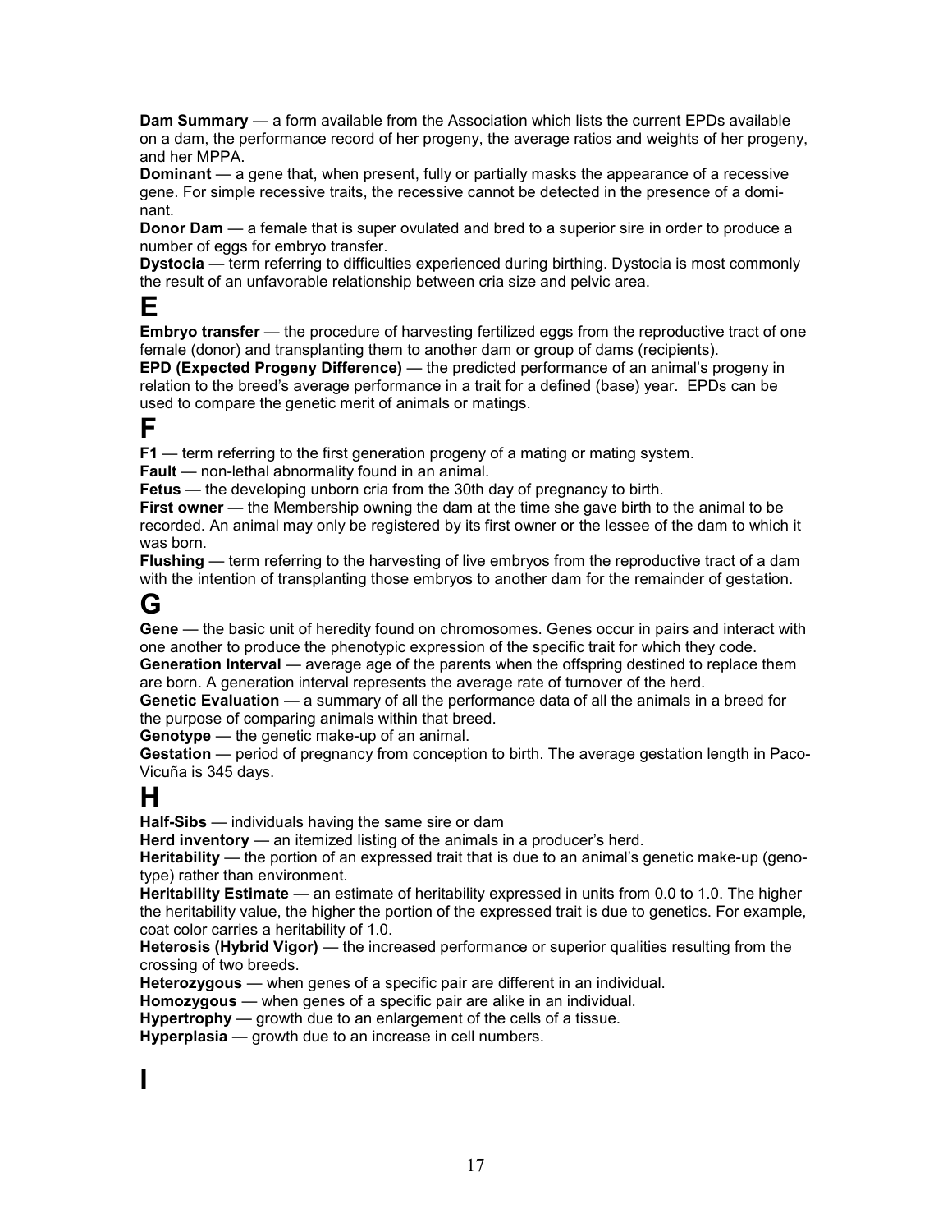**Dam Summary** — a form available from the Association which lists the current EPDs available on a dam, the performance record of her progeny, the average ratios and weights of her progeny, and her MPPA.

**Dominant** — a gene that, when present, fully or partially masks the appearance of a recessive gene. For simple recessive traits, the recessive cannot be detected in the presence of a dominant.

**Donor Dam** — a female that is super ovulated and bred to a superior sire in order to produce a number of eggs for embryo transfer.

**Dystocia** — term referring to difficulties experienced during birthing. Dystocia is most commonly the result of an unfavorable relationship between cria size and pelvic area.

# E

**Embryo transfer** — the procedure of harvesting fertilized eggs from the reproductive tract of one female (donor) and transplanting them to another dam or group of dams (recipients).

**EPD (Expected Progeny Difference)** — the predicted performance of an animal's progeny in relation to the breed's average performance in a trait for a defined (base) year. EPDs can be used to compare the genetic merit of animals or matings.

# F

**F1** — term referring to the first generation progeny of a mating or mating system.

**Fault** — non-lethal abnormality found in an animal.

**Fetus** — the developing unborn cria from the 30th day of pregnancy to birth.

**First owner** — the Membership owning the dam at the time she gave birth to the animal to be recorded. An animal may only be registered by its first owner or the lessee of the dam to which it was born.

**Flushing** — term referring to the harvesting of live embryos from the reproductive tract of a dam with the intention of transplanting those embryos to another dam for the remainder of gestation.

# G

**Gene** — the basic unit of heredity found on chromosomes. Genes occur in pairs and interact with one another to produce the phenotypic expression of the specific trait for which they code.

**Generation Interval** — average age of the parents when the offspring destined to replace them are born. A generation interval represents the average rate of turnover of the herd.

**Genetic Evaluation** — a summary of all the performance data of all the animals in a breed for the purpose of comparing animals within that breed.

**Genotype** — the genetic make-up of an animal.

**Gestation** — period of pregnancy from conception to birth. The average gestation length in Paco-Vicuña is 345 days.

# H

**Half-Sibs** — individuals having the same sire or dam

**Herd inventory** — an itemized listing of the animals in a producer's herd.

**Heritability** — the portion of an expressed trait that is due to an animal's genetic make-up (genotype) rather than environment.

**Heritability Estimate** — an estimate of heritability expressed in units from 0.0 to 1.0. The higher the heritability value, the higher the portion of the expressed trait is due to genetics. For example, coat color carries a heritability of 1.0.

**Heterosis (Hybrid Vigor)** — the increased performance or superior qualities resulting from the crossing of two breeds.

**Heterozygous** — when genes of a specific pair are different in an individual.

**Homozygous** — when genes of a specific pair are alike in an individual.

**Hypertrophy** — growth due to an enlargement of the cells of a tissue.

**Hyperplasia** — growth due to an increase in cell numbers.

# I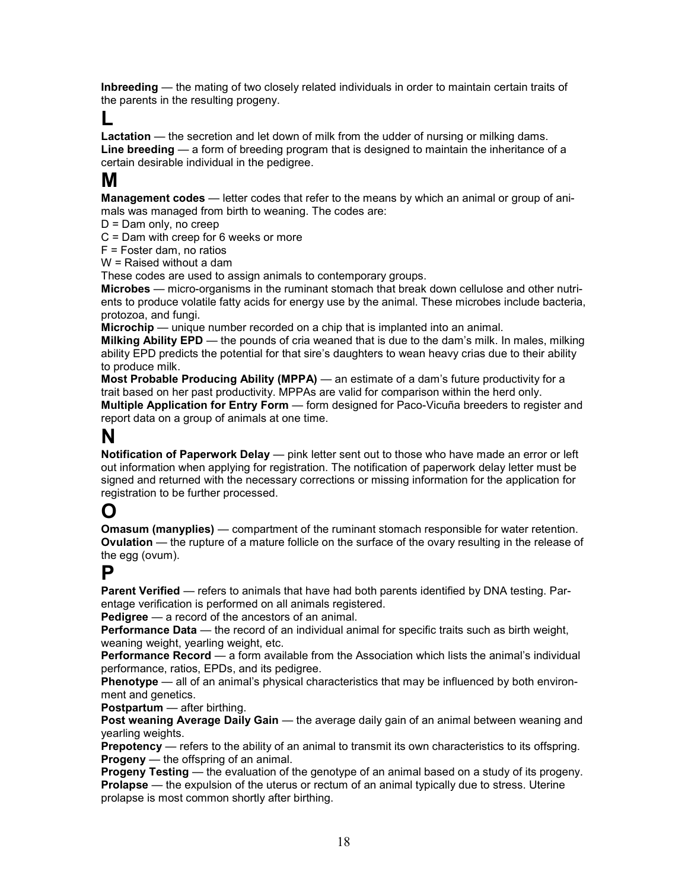**Inbreeding** — the mating of two closely related individuals in order to maintain certain traits of the parents in the resulting progeny.

# L

**Lactation** — the secretion and let down of milk from the udder of nursing or milking dams.
**Line breeding** — a form of breeding program that is designed to maintain the inheritance of a certain desirable individual in the pedigree.

# M

**Management codes** — letter codes that refer to the means by which an animal or group of animals was managed from birth to weaning. The codes are:

D = Dam only, no creep
C = Dam with creep for 6 weeks or more
F = Foster dam, no ratios
W = Raised without a dam

These codes are used to assign animals to contemporary groups.

**Microbes** — micro-organisms in the ruminant stomach that break down cellulose and other nutrients to produce volatile fatty acids for energy use by the animal. These microbes include bacteria, protozoa, and fungi.
**Microchip** — unique number recorded on a chip that is implanted into an animal.
**Milking Ability EPD** — the pounds of cria weaned that is due to the dam's milk. In males, milking ability EPD predicts the potential for that sire's daughters to wean heavy crias due to their ability to produce milk.
**Most Probable Producing Ability (MPPA)** — an estimate of a dam's future productivity for a trait based on her past productivity. MPPAs are valid for comparison within the herd only.
**Multiple Application for Entry Form** — form designed for Paco-Vicuña breeders to register and report data on a group of animals at one time.

# N

**Notification of Paperwork Delay** — pink letter sent out to those who have made an error or left out information when applying for registration. The notification of paperwork delay letter must be signed and returned with the necessary corrections or missing information for the application for registration to be further processed.

# O

**Omasum (manyplies)** — compartment of the ruminant stomach responsible for water retention.
**Ovulation** — the rupture of a mature follicle on the surface of the ovary resulting in the release of the egg (ovum).

# P

**Parent Verified** — refers to animals that have had both parents identified by DNA testing. Parentage verification is performed on all animals registered.
**Pedigree** — a record of the ancestors of an animal.
**Performance Data** — the record of an individual animal for specific traits such as birth weight, weaning weight, yearling weight, etc.
**Performance Record** — a form available from the Association which lists the animal's individual performance, ratios, EPDs, and its pedigree.
**Phenotype** — all of an animal's physical characteristics that may be influenced by both environment and genetics.
**Postpartum** — after birthing.
**Post weaning Average Daily Gain** — the average daily gain of an animal between weaning and yearling weights.
**Prepotency** — refers to the ability of an animal to transmit its own characteristics to its offspring.
**Progeny** — the offspring of an animal.
**Progeny Testing** — the evaluation of the genotype of an animal based on a study of its progeny.
**Prolapse** — the expulsion of the uterus or rectum of an animal typically due to stress. Uterine prolapse is most common shortly after birthing.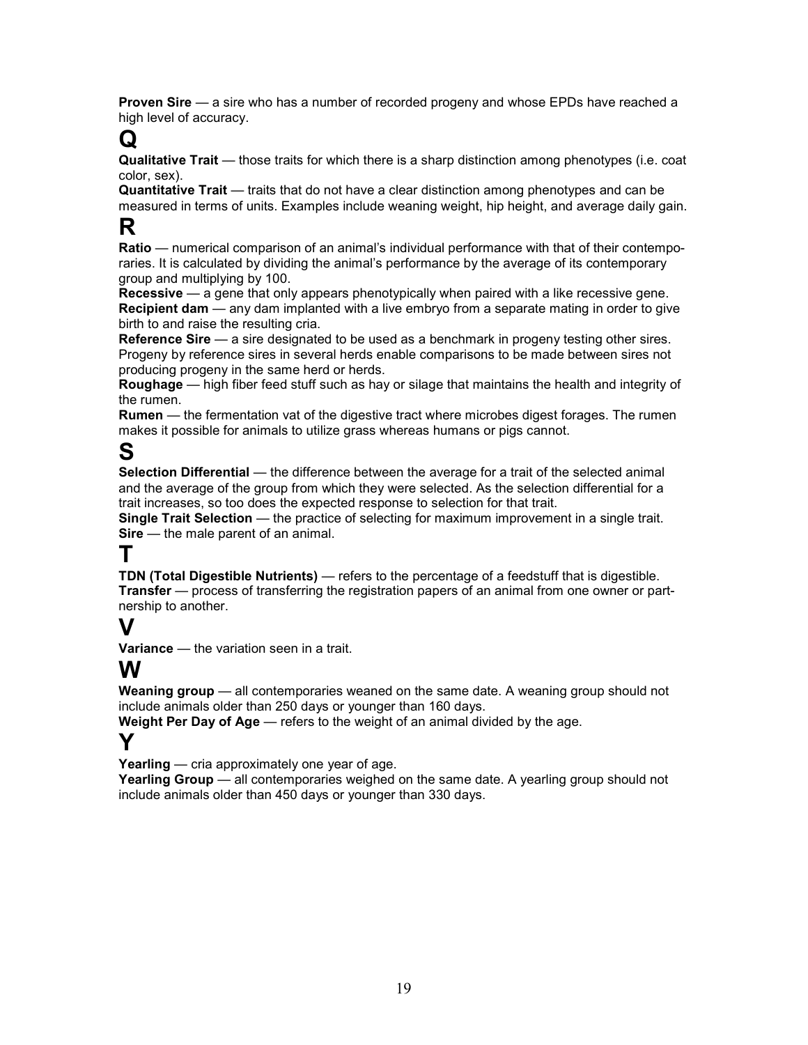**Proven Sire** — a sire who has a number of recorded progeny and whose EPDs have reached a high level of accuracy.

# Q

**Qualitative Trait** — those traits for which there is a sharp distinction among phenotypes (i.e. coat color, sex).

**Quantitative Trait** — traits that do not have a clear distinction among phenotypes and can be measured in terms of units. Examples include weaning weight, hip height, and average daily gain.

# R

**Ratio** — numerical comparison of an animal's individual performance with that of their contemporaries. It is calculated by dividing the animal's performance by the average of its contemporary group and multiplying by 100.

**Recessive** — a gene that only appears phenotypically when paired with a like recessive gene.

**Recipient dam** — any dam implanted with a live embryo from a separate mating in order to give birth to and raise the resulting cria.

**Reference Sire** — a sire designated to be used as a benchmark in progeny testing other sires. Progeny by reference sires in several herds enable comparisons to be made between sires not producing progeny in the same herd or herds.

**Roughage** — high fiber feed stuff such as hay or silage that maintains the health and integrity of the rumen.

**Rumen** — the fermentation vat of the digestive tract where microbes digest forages. The rumen makes it possible for animals to utilize grass whereas humans or pigs cannot.

# S

**Selection Differential** — the difference between the average for a trait of the selected animal and the average of the group from which they were selected. As the selection differential for a trait increases, so too does the expected response to selection for that trait.

**Single Trait Selection** — the practice of selecting for maximum improvement in a single trait.

**Sire** — the male parent of an animal.

# T

**TDN (Total Digestible Nutrients)** — refers to the percentage of a feedstuff that is digestible.

**Transfer** — process of transferring the registration papers of an animal from one owner or partnership to another.

# V

**Variance** — the variation seen in a trait.

# W

**Weaning group** — all contemporaries weaned on the same date. A weaning group should not include animals older than 250 days or younger than 160 days.

**Weight Per Day of Age** — refers to the weight of an animal divided by the age.

# Y

**Yearling** — cria approximately one year of age.

**Yearling Group** — all contemporaries weighed on the same date. A yearling group should not include animals older than 450 days or younger than 330 days.